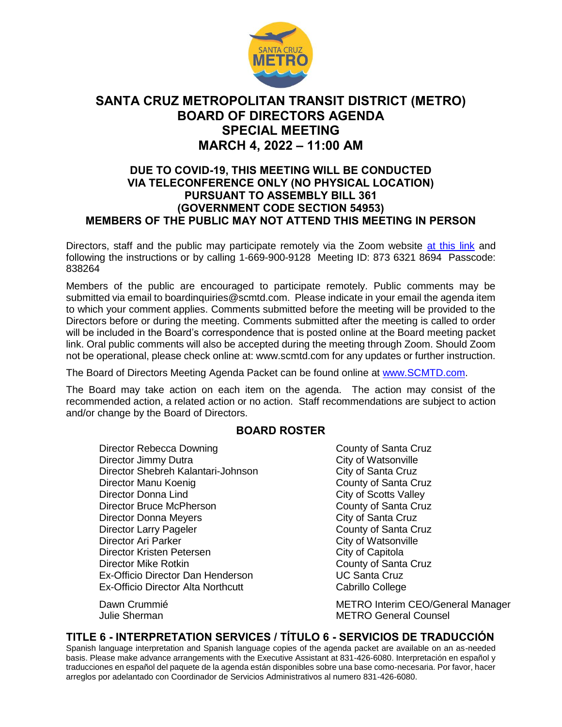# SANTA CRUZ METROPOLITAN TRANSIT DISTRICT (METRO)
# BOARD OF DIRECTORS AGENDA
# SPECIAL MEETING
# MARCH 4, 2022 – 11:00 AM

**DUE TO COVID-19, THIS MEETING WILL BE CONDUCTED VIA TELECONFERENCE ONLY (NO PHYSICAL LOCATION) PURSUANT TO ASSEMBLY BILL 361 (GOVERNMENT CODE SECTION 54953) MEMBERS OF THE PUBLIC MAY NOT ATTEND THIS MEETING IN PERSON**

Directors, staff and the public may participate remotely via the Zoom website at this link and following the instructions or by calling 1-669-900-9128 Meeting ID: 873 6321 8694 Passcode: 838264

Members of the public are encouraged to participate remotely. Public comments may be submitted via email to boardinquiries@scmtd.com. Please indicate in your email the agenda item to which your comment applies. Comments submitted before the meeting will be provided to the Directors before or during the meeting. Comments submitted after the meeting is called to order will be included in the Board's correspondence that is posted online at the Board meeting packet link. Oral public comments will also be accepted during the meeting through Zoom. Should Zoom not be operational, please check online at: www.scmtd.com for any updates or further instruction.

The Board of Directors Meeting Agenda Packet can be found online at www.SCMTD.com.

The Board may take action on each item on the agenda. The action may consist of the recommended action, a related action or no action. Staff recommendations are subject to action and/or change by the Board of Directors.

## BOARD ROSTER

| | |
|---|---|
| Director Rebecca Downing | County of Santa Cruz |
| Director Jimmy Dutra | City of Watsonville |
| Director Shebreh Kalantari-Johnson | City of Santa Cruz |
| Director Manu Koenig | County of Santa Cruz |
| Director Donna Lind | City of Scotts Valley |
| Director Bruce McPherson | County of Santa Cruz |
| Director Donna Meyers | City of Santa Cruz |
| Director Larry Pageler | County of Santa Cruz |
| Director Ari Parker | City of Watsonville |
| Director Kristen Petersen | City of Capitola |
| Director Mike Rotkin | County of Santa Cruz |
| Ex-Officio Director Dan Henderson | UC Santa Cruz |
| Ex-Officio Director Alta Northcutt | Cabrillo College |
| Dawn Crummié | METRO Interim CEO/General Manager |
| Julie Sherman | METRO General Counsel |

## TITLE 6 - INTERPRETATION SERVICES / TÍTULO 6 - SERVICIOS DE TRADUCCIÓN

Spanish language interpretation and Spanish language copies of the agenda packet are available on an as-needed basis. Please make advance arrangements with the Executive Assistant at 831-426-6080. Interpretación en español y traducciones en español del paquete de la agenda están disponibles sobre una base como-necesaria. Por favor, hacer arreglos por adelantado con Coordinador de Servicios Administrativos al numero 831-426-6080.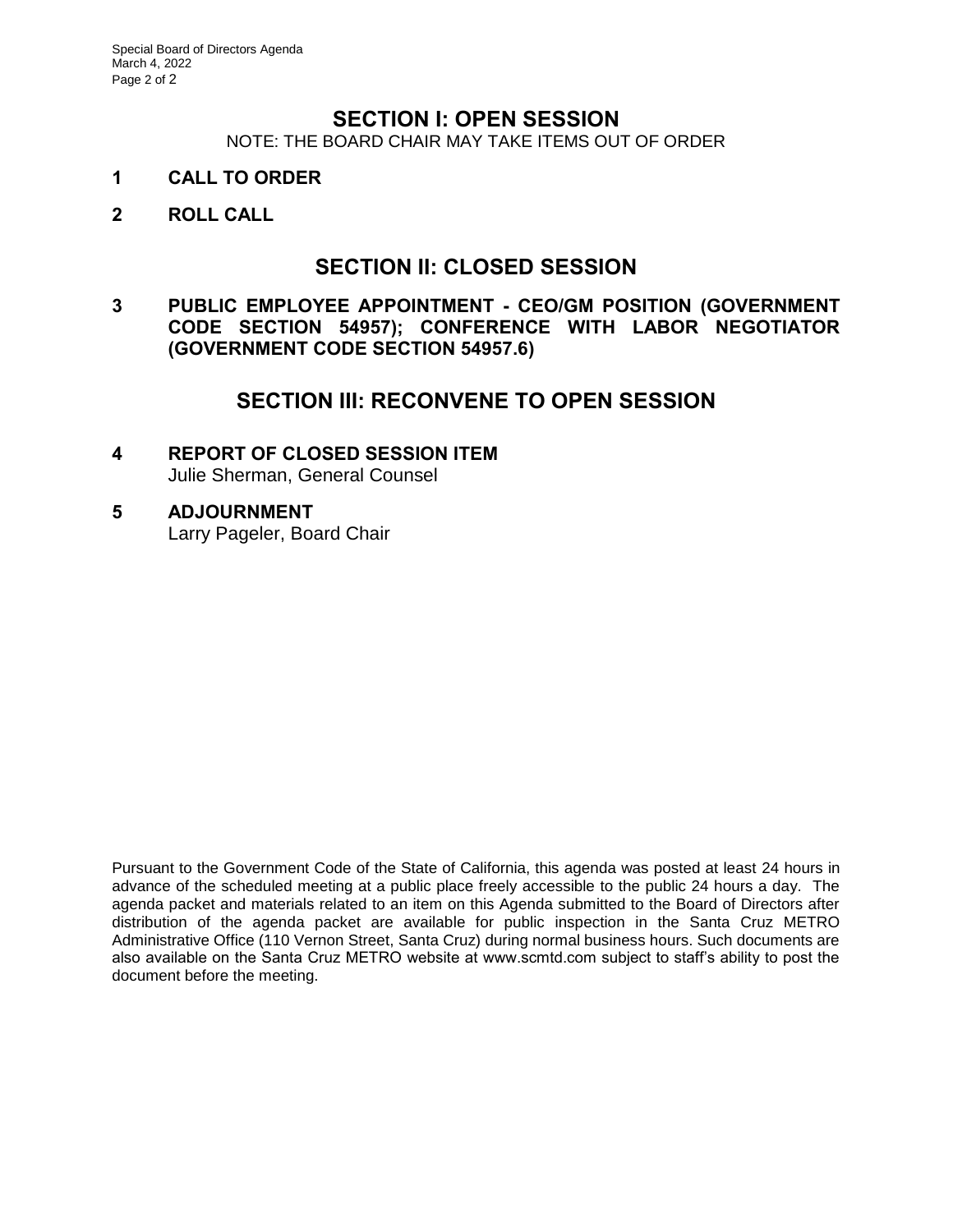## SECTION I: OPEN SESSION

NOTE: THE BOARD CHAIR MAY TAKE ITEMS OUT OF ORDER

**1 CALL TO ORDER**

**2 ROLL CALL**

## SECTION II: CLOSED SESSION

**3 PUBLIC EMPLOYEE APPOINTMENT - CEO/GM POSITION (GOVERNMENT CODE SECTION 54957); CONFERENCE WITH LABOR NEGOTIATOR (GOVERNMENT CODE SECTION 54957.6)**

## SECTION III: RECONVENE TO OPEN SESSION

**4 REPORT OF CLOSED SESSION ITEM**
Julie Sherman, General Counsel

**5 ADJOURNMENT**
Larry Pageler, Board Chair

Pursuant to the Government Code of the State of California, this agenda was posted at least 24 hours in advance of the scheduled meeting at a public place freely accessible to the public 24 hours a day. The agenda packet and materials related to an item on this Agenda submitted to the Board of Directors after distribution of the agenda packet are available for public inspection in the Santa Cruz METRO Administrative Office (110 Vernon Street, Santa Cruz) during normal business hours. Such documents are also available on the Santa Cruz METRO website at www.scmtd.com subject to staff's ability to post the document before the meeting.